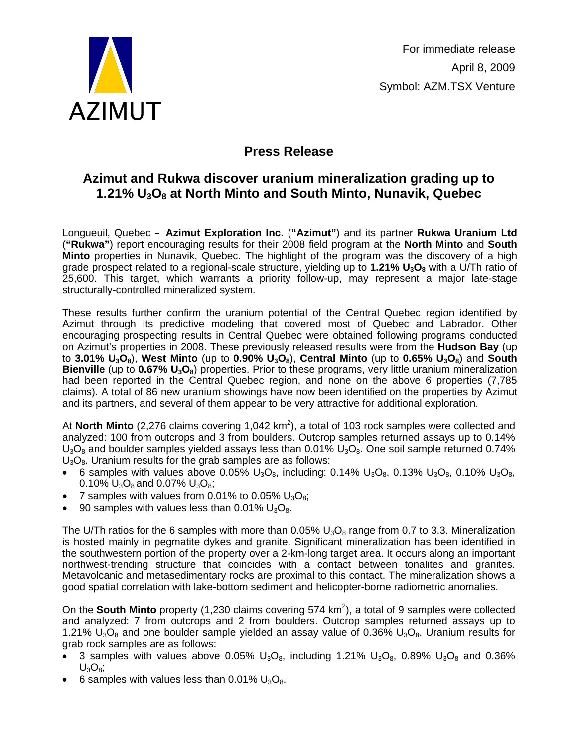AZIMUT

For immediate release
April 8, 2009
Symbol: AZM.TSX Venture

# Press Release

## Azimut and Rukwa discover uranium mineralization grading up to 1.21% $U_3O_8$ at North Minto and South Minto, Nunavik, Quebec

Longueuil, Quebec – **Azimut Exploration Inc.** (**"Azimut"**) and its partner **Rukwa Uranium Ltd** (**"Rukwa"**) report encouraging results for their 2008 field program at the **North Minto** and **South Minto** properties in Nunavik, Quebec. The highlight of the program was the discovery of a high grade prospect related to a regional-scale structure, yielding up to **1.21% $U_3O_8$** with a U/Th ratio of 25,600. This target, which warrants a priority follow-up, may represent a major late-stage structurally-controlled mineralized system.

These results further confirm the uranium potential of the Central Quebec region identified by Azimut through its predictive modeling that covered most of Quebec and Labrador. Other encouraging prospecting results in Central Quebec were obtained following programs conducted on Azimut's properties in 2008. These previously released results were from the **Hudson Bay** (up to **3.01% $U_3O_8$**), **West Minto** (up to **0.90% $U_3O_8$**), **Central Minto** (up to **0.65% $U_3O_8$**) and **South Bienville** (up to **0.67% $U_3O_8$**) properties. Prior to these programs, very little uranium mineralization had been reported in the Central Quebec region, and none on the above 6 properties (7,785 claims). A total of 86 new uranium showings have now been identified on the properties by Azimut and its partners, and several of them appear to be very attractive for additional exploration.

At **North Minto** (2,276 claims covering 1,042 $km^2$), a total of 103 rock samples were collected and analyzed: 100 from outcrops and 3 from boulders. Outcrop samples returned assays up to 0.14% $U_3O_8$ and boulder samples yielded assays less than 0.01% $U_3O_8$. One soil sample returned 0.74% $U_3O_8$. Uranium results for the grab samples are as follows:

- 6 samples with values above 0.05% $U_3O_8$, including: 0.14% $U_3O_8$, 0.13% $U_3O_8$, 0.10% $U_3O_8$, 0.10% $U_3O_8$ and 0.07% $U_3O_8$;
- 7 samples with values from 0.01% to 0.05% $U_3O_8$;
- 90 samples with values less than 0.01% $U_3O_8$.

The U/Th ratios for the 6 samples with more than 0.05% $U_3O_8$ range from 0.7 to 3.3. Mineralization is hosted mainly in pegmatite dykes and granite. Significant mineralization has been identified in the southwestern portion of the property over a 2-km-long target area. It occurs along an important northwest-trending structure that coincides with a contact between tonalites and granites. Metavolcanic and metasedimentary rocks are proximal to this contact. The mineralization shows a good spatial correlation with lake-bottom sediment and helicopter-borne radiometric anomalies.

On the **South Minto** property (1,230 claims covering 574 $km^2$), a total of 9 samples were collected and analyzed: 7 from outcrops and 2 from boulders. Outcrop samples returned assays up to 1.21% $U_3O_8$ and one boulder sample yielded an assay value of 0.36% $U_3O_8$. Uranium results for grab rock samples are as follows:

- 3 samples with values above 0.05% $U_3O_8$, including 1.21% $U_3O_8$, 0.89% $U_3O_8$ and 0.36% $U_3O_8$;
- 6 samples with values less than 0.01% $U_3O_8$.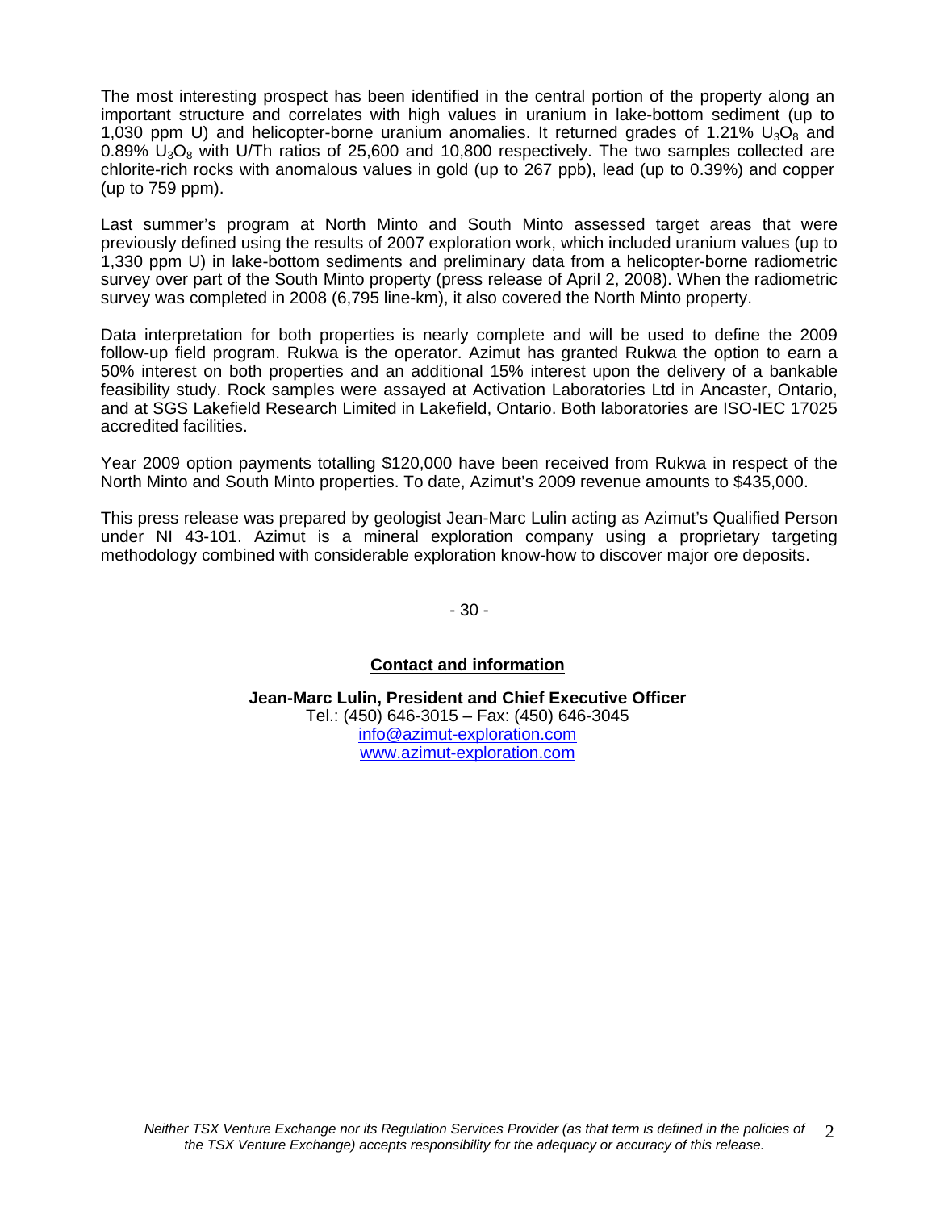The most interesting prospect has been identified in the central portion of the property along an important structure and correlates with high values in uranium in lake-bottom sediment (up to 1,030 ppm U) and helicopter-borne uranium anomalies. It returned grades of 1.21% $U_3O_8$ and 0.89% $U_3O_8$ with U/Th ratios of 25,600 and 10,800 respectively. The two samples collected are chlorite-rich rocks with anomalous values in gold (up to 267 ppb), lead (up to 0.39%) and copper (up to 759 ppm).

Last summer's program at North Minto and South Minto assessed target areas that were previously defined using the results of 2007 exploration work, which included uranium values (up to 1,330 ppm U) in lake-bottom sediments and preliminary data from a helicopter-borne radiometric survey over part of the South Minto property (press release of April 2, 2008). When the radiometric survey was completed in 2008 (6,795 line-km), it also covered the North Minto property.

Data interpretation for both properties is nearly complete and will be used to define the 2009 follow-up field program. Rukwa is the operator. Azimut has granted Rukwa the option to earn a 50% interest on both properties and an additional 15% interest upon the delivery of a bankable feasibility study. Rock samples were assayed at Activation Laboratories Ltd in Ancaster, Ontario, and at SGS Lakefield Research Limited in Lakefield, Ontario. Both laboratories are ISO-IEC 17025 accredited facilities.

Year 2009 option payments totalling $120,000 have been received from Rukwa in respect of the North Minto and South Minto properties. To date, Azimut's 2009 revenue amounts to $435,000.

This press release was prepared by geologist Jean-Marc Lulin acting as Azimut's Qualified Person under NI 43-101. Azimut is a mineral exploration company using a proprietary targeting methodology combined with considerable exploration know-how to discover major ore deposits.

- 30 -

**Contact and information**

**Jean-Marc Lulin, President and Chief Executive Officer**
Tel.: (450) 646-3015 – Fax: (450) 646-3045
info@azimut-exploration.com
www.azimut-exploration.com

*Neither TSX Venture Exchange nor its Regulation Services Provider (as that term is defined in the policies of the TSX Venture Exchange) accepts responsibility for the adequacy or accuracy of this release.*